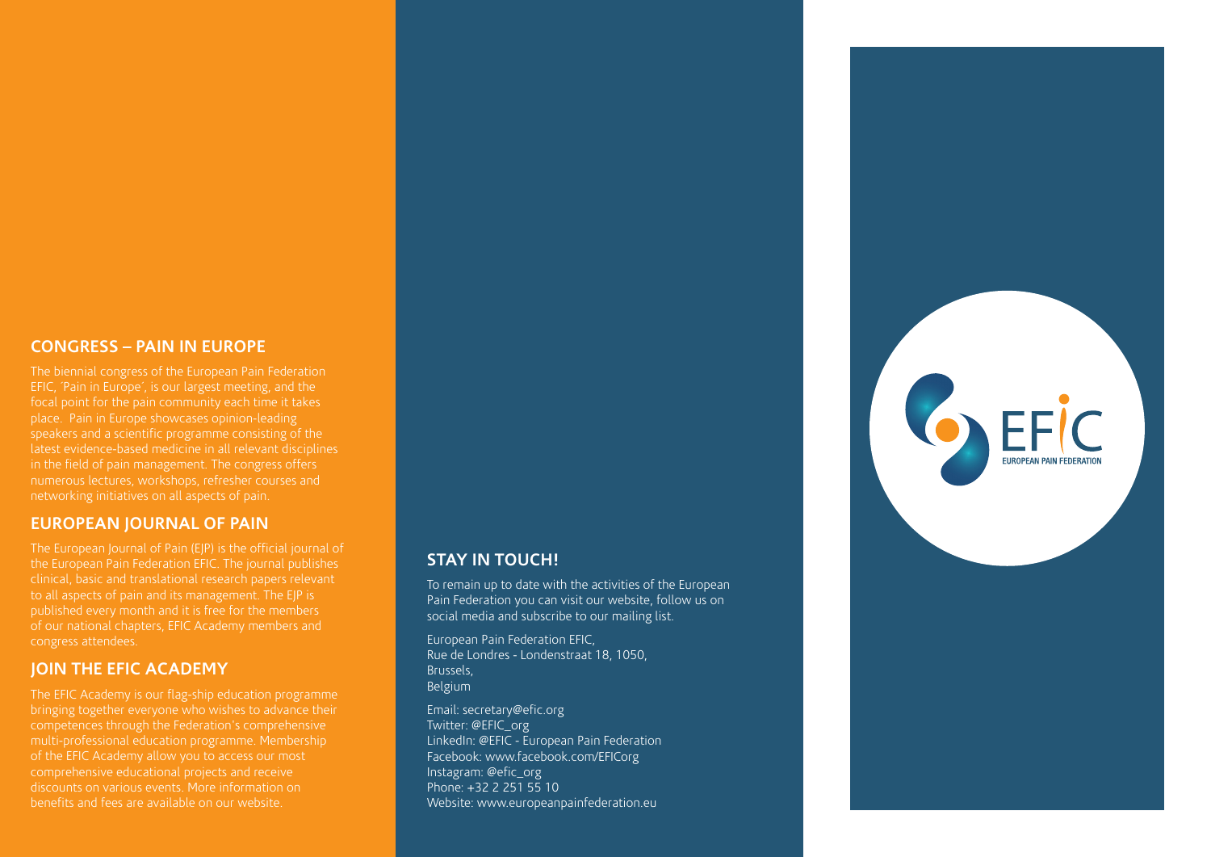## CONGRESS – PAIN IN EUROPE

The biennial congress of the European Pain Federation EFIC, 'Pain in Europe', is our largest meeting, and the focal point for the pain community each time it takes place. Pain in Europe showcases opinion-leading speakers and a scientific programme consisting of the latest evidence-based medicine in all relevant disciplines in the field of pain management. The congress offers numerous lectures, workshops, refresher courses and networking initiatives on all aspects of pain.

## EUROPEAN JOURNAL OF PAIN

The European Journal of Pain (EJP) is the official journal of the European Pain Federation EFIC. The journal publishes clinical, basic and translational research papers relevant to all aspects of pain and its management. The EJP is published every month and it is free for the members of our national chapters, EFIC Academy members and congress attendees.

## JOIN THE EFIC ACADEMY

The EFIC Academy is our flag-ship education programme bringing together everyone who wishes to advance their competences through the Federation's comprehensive multi-professional education programme. Membership of the EFIC Academy allow you to access our most comprehensive educational projects and receive discounts on various events. More information on benefits and fees are available on our website.

## STAY IN TOUCH!

To remain up to date with the activities of the European Pain Federation you can visit our website, follow us on social media and subscribe to our mailing list.

European Pain Federation EFIC,
Rue de Londres - Londenstraat 18, 1050,
Brussels,
Belgium

Email: secretary@efic.org
Twitter: @EFIC_org
LinkedIn: @EFIC - European Pain Federation
Facebook: www.facebook.com/EFICorg
Instagram: @efic_org
Phone: +32 2 251 55 10
Website: www.europeanpainfederation.eu

EFIC
EUROPEAN PAIN FEDERATION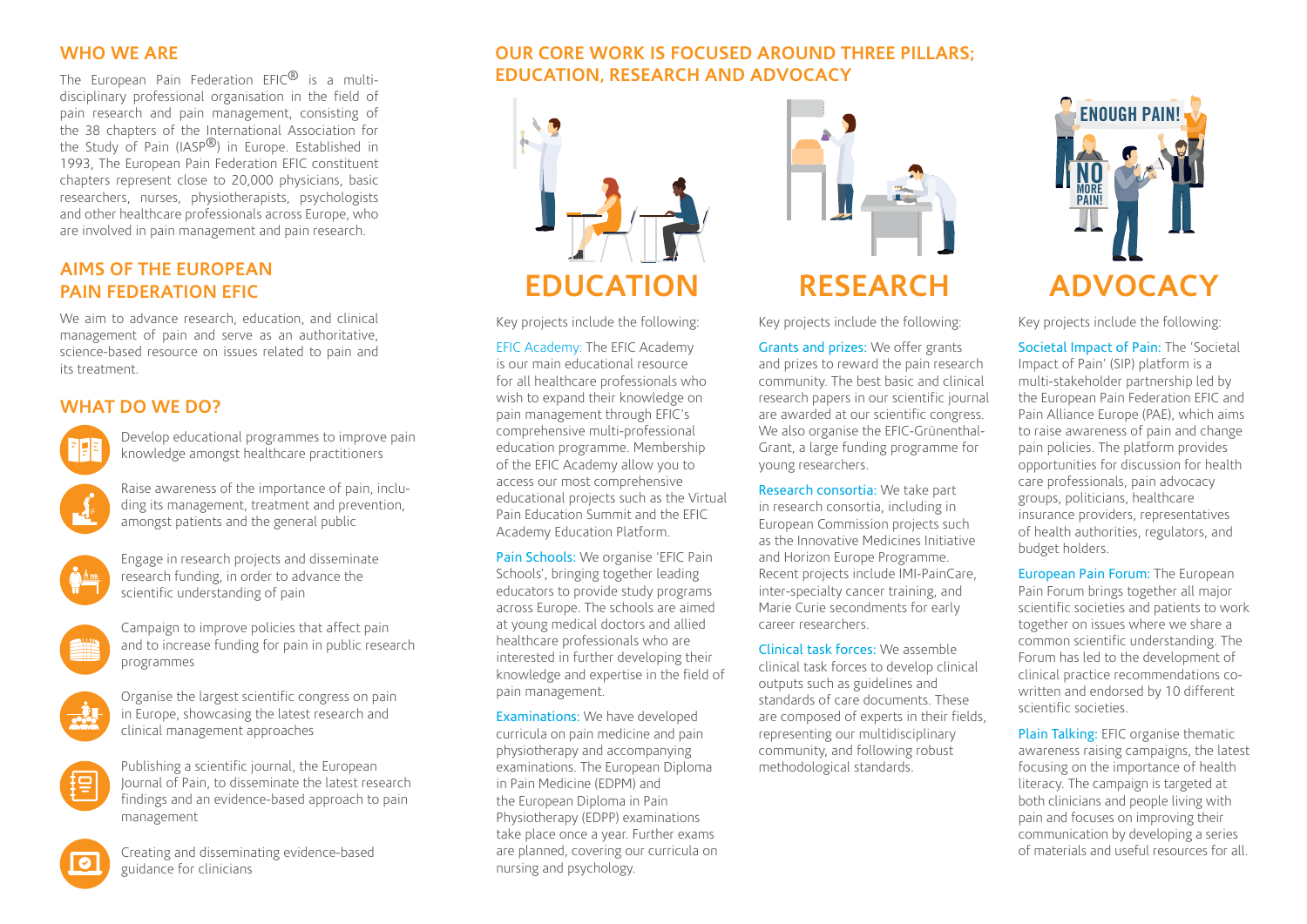## WHO WE ARE

The European Pain Federation EFIC® is a multi-disciplinary professional organisation in the field of pain research and pain management, consisting of the 38 chapters of the International Association for the Study of Pain (IASP®) in Europe. Established in 1993, The European Pain Federation EFIC constituent chapters represent close to 20,000 physicians, basic researchers, nurses, physiotherapists, psychologists and other healthcare professionals across Europe, who are involved in pain management and pain research.

## AIMS OF THE EUROPEAN PAIN FEDERATION EFIC

We aim to advance research, education, and clinical management of pain and serve as an authoritative, science-based resource on issues related to pain and its treatment.

## WHAT DO WE DO?

- Develop educational programmes to improve pain knowledge amongst healthcare practitioners
- Raise awareness of the importance of pain, including its management, treatment and prevention, amongst patients and the general public
- Engage in research projects and disseminate research funding, in order to advance the scientific understanding of pain
- Campaign to improve policies that affect pain and to increase funding for pain in public research programmes
- Organise the largest scientific congress on pain in Europe, showcasing the latest research and clinical management approaches
- Publishing a scientific journal, the European Journal of Pain, to disseminate the latest research findings and an evidence-based approach to pain management
- Creating and disseminating evidence-based guidance for clinicians

## OUR CORE WORK IS FOCUSED AROUND THREE PILLARS; EDUCATION, RESEARCH AND ADVOCACY

## EDUCATION

Key projects include the following:

**EFIC Academy:** The EFIC Academy is our main educational resource for all healthcare professionals who wish to expand their knowledge on pain management through EFIC's comprehensive multi-professional education programme. Membership of the EFIC Academy allow you to access our most comprehensive educational projects such as the Virtual Pain Education Summit and the EFIC Academy Education Platform.

**Pain Schools:** We organise 'EFIC Pain Schools', bringing together leading educators to provide study programs across Europe. The schools are aimed at young medical doctors and allied healthcare professionals who are interested in further developing their knowledge and expertise in the field of pain management.

**Examinations:** We have developed curricula on pain medicine and pain physiotherapy and accompanying examinations. The European Diploma in Pain Medicine (EDPM) and the European Diploma in Pain Physiotherapy (EDPP) examinations take place once a year. Further exams are planned, covering our curricula on nursing and psychology.

## RESEARCH

Key projects include the following:

**Grants and prizes:** We offer grants and prizes to reward the pain research community. The best basic and clinical research papers in our scientific journal are awarded at our scientific congress. We also organise the EFIC-Grünenthal-Grant, a large funding programme for young researchers.

**Research consortia:** We take part in research consortia, including in European Commission projects such as the Innovative Medicines Initiative and Horizon Europe Programme. Recent projects include IMI-PainCare, inter-specialty cancer training, and Marie Curie secondments for early career researchers.

**Clinical task forces:** We assemble clinical task forces to develop clinical outputs such as guidelines and standards of care documents. These are composed of experts in their fields, representing our multidisciplinary community, and following robust methodological standards.

## ADVOCACY

Key projects include the following:

**Societal Impact of Pain:** The 'Societal Impact of Pain' (SIP) platform is a multi-stakeholder partnership led by the European Pain Federation EFIC and Pain Alliance Europe (PAE), which aims to raise awareness of pain and change pain policies. The platform provides opportunities for discussion for health care professionals, pain advocacy groups, politicians, healthcare insurance providers, representatives of health authorities, regulators, and budget holders.

**European Pain Forum:** The European Pain Forum brings together all major scientific societies and patients to work together on issues where we share a common scientific understanding. The Forum has led to the development of clinical practice recommendations co-written and endorsed by 10 different scientific societies.

**Plain Talking:** EFIC organise thematic awareness raising campaigns, the latest focusing on the importance of health literacy. The campaign is targeted at both clinicians and people living with pain and focuses on improving their communication by developing a series of materials and useful resources for all.